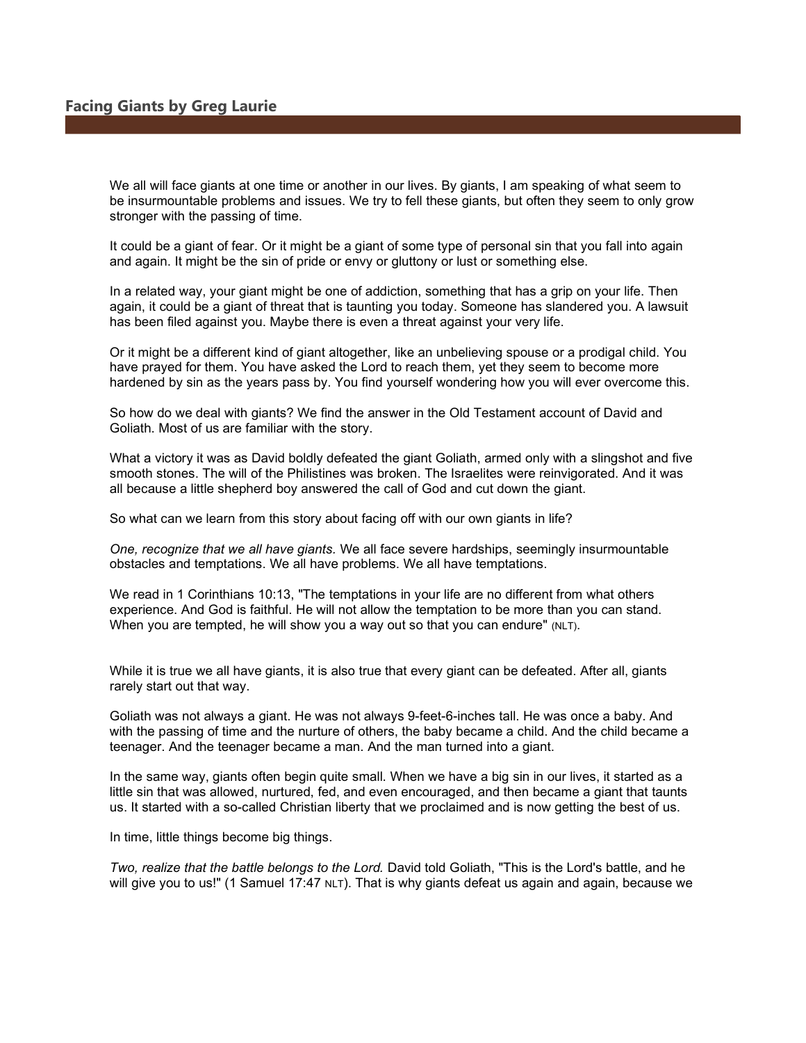## Facing Giants by Greg Laurie

We all will face giants at one time or another in our lives. By giants, I am speaking of what seem to be insurmountable problems and issues. We try to fell these giants, but often they seem to only grow stronger with the passing of time.

It could be a giant of fear. Or it might be a giant of some type of personal sin that you fall into again and again. It might be the sin of pride or envy or gluttony or lust or something else.

In a related way, your giant might be one of addiction, something that has a grip on your life. Then again, it could be a giant of threat that is taunting you today. Someone has slandered you. A lawsuit has been filed against you. Maybe there is even a threat against your very life.

Or it might be a different kind of giant altogether, like an unbelieving spouse or a prodigal child. You have prayed for them. You have asked the Lord to reach them, yet they seem to become more hardened by sin as the years pass by. You find yourself wondering how you will ever overcome this.

So how do we deal with giants? We find the answer in the Old Testament account of David and Goliath. Most of us are familiar with the story.

What a victory it was as David boldly defeated the giant Goliath, armed only with a slingshot and five smooth stones. The will of the Philistines was broken. The Israelites were reinvigorated. And it was all because a little shepherd boy answered the call of God and cut down the giant.

So what can we learn from this story about facing off with our own giants in life?

*One, recognize that we all have giants.* We all face severe hardships, seemingly insurmountable obstacles and temptations. We all have problems. We all have temptations.

We read in 1 Corinthians 10:13, "The temptations in your life are no different from what others experience. And God is faithful. He will not allow the temptation to be more than you can stand. When you are tempted, he will show you a way out so that you can endure" (NLT).

While it is true we all have giants, it is also true that every giant can be defeated. After all, giants rarely start out that way.

Goliath was not always a giant. He was not always 9-feet-6-inches tall. He was once a baby. And with the passing of time and the nurture of others, the baby became a child. And the child became a teenager. And the teenager became a man. And the man turned into a giant.

In the same way, giants often begin quite small. When we have a big sin in our lives, it started as a little sin that was allowed, nurtured, fed, and even encouraged, and then became a giant that taunts us. It started with a so-called Christian liberty that we proclaimed and is now getting the best of us.

In time, little things become big things.

*Two, realize that the battle belongs to the Lord.* David told Goliath, "This is the Lord's battle, and he will give you to us!" (1 Samuel 17:47 NLT). That is why giants defeat us again and again, because we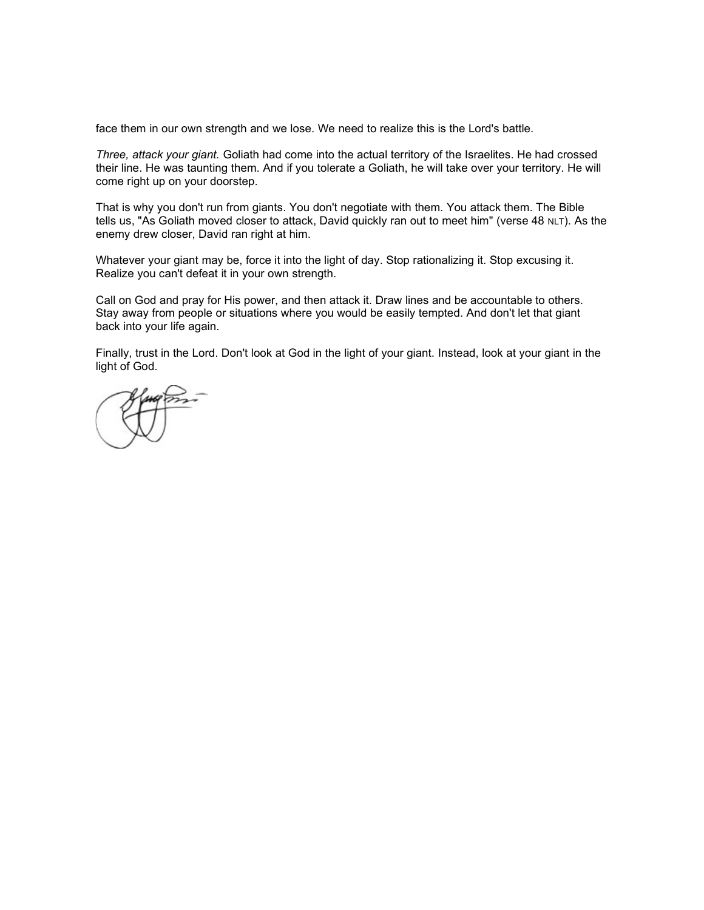face them in our own strength and we lose. We need to realize this is the Lord's battle.

*Three, attack your giant.* Goliath had come into the actual territory of the Israelites. He had crossed their line. He was taunting them. And if you tolerate a Goliath, he will take over your territory. He will come right up on your doorstep.

That is why you don't run from giants. You don't negotiate with them. You attack them. The Bible tells us, "As Goliath moved closer to attack, David quickly ran out to meet him" (verse 48 NLT). As the enemy drew closer, David ran right at him.

Whatever your giant may be, force it into the light of day. Stop rationalizing it. Stop excusing it. Realize you can't defeat it in your own strength.

Call on God and pray for His power, and then attack it. Draw lines and be accountable to others. Stay away from people or situations where you would be easily tempted. And don't let that giant back into your life again.

Finally, trust in the Lord. Don't look at God in the light of your giant. Instead, look at your giant in the light of God.